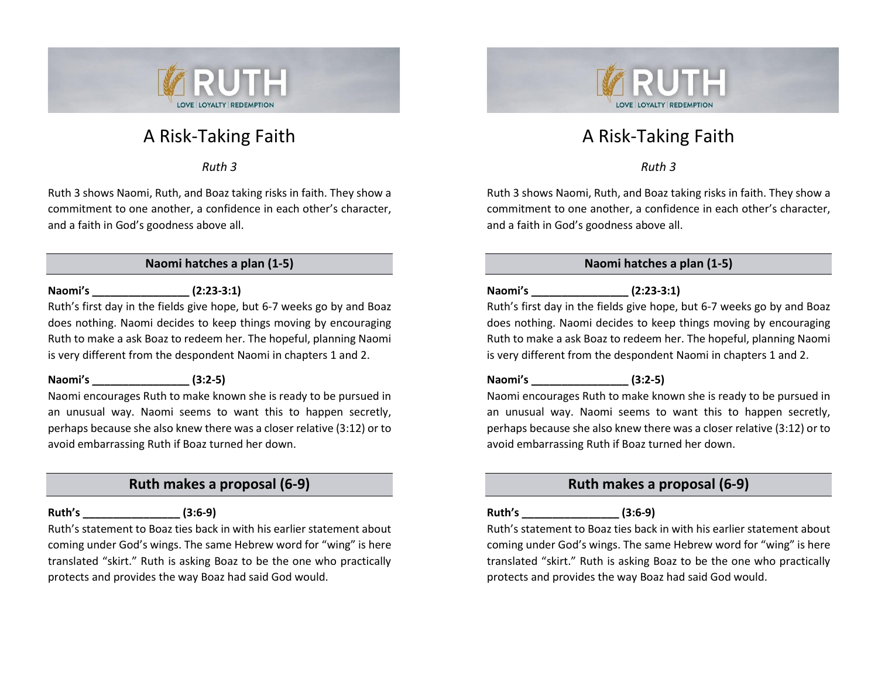RUTH

LOVE | LOYALTY | REDEMPTION

# A Risk-Taking Faith

*Ruth 3*

Ruth 3 shows Naomi, Ruth, and Boaz taking risks in faith. They show a commitment to one another, a confidence in each other's character, and a faith in God's goodness above all.

## Naomi hatches a plan (1-5)

**Naomi's ________________ (2:23-3:1)**

Ruth's first day in the fields give hope, but 6-7 weeks go by and Boaz does nothing. Naomi decides to keep things moving by encouraging Ruth to make a ask Boaz to redeem her. The hopeful, planning Naomi is very different from the despondent Naomi in chapters 1 and 2.

**Naomi's ________________ (3:2-5)**

Naomi encourages Ruth to make known she is ready to be pursued in an unusual way. Naomi seems to want this to happen secretly, perhaps because she also knew there was a closer relative (3:12) or to avoid embarrassing Ruth if Boaz turned her down.

## Ruth makes a proposal (6-9)

**Ruth's ________________ (3:6-9)**

Ruth's statement to Boaz ties back in with his earlier statement about coming under God's wings. The same Hebrew word for "wing" is here translated "skirt." Ruth is asking Boaz to be the one who practically protects and provides the way Boaz had said God would.

RUTH

LOVE | LOYALTY | REDEMPTION

# A Risk-Taking Faith

*Ruth 3*

Ruth 3 shows Naomi, Ruth, and Boaz taking risks in faith. They show a commitment to one another, a confidence in each other's character, and a faith in God's goodness above all.

## Naomi hatches a plan (1-5)

**Naomi's ________________ (2:23-3:1)**

Ruth's first day in the fields give hope, but 6-7 weeks go by and Boaz does nothing. Naomi decides to keep things moving by encouraging Ruth to make a ask Boaz to redeem her. The hopeful, planning Naomi is very different from the despondent Naomi in chapters 1 and 2.

**Naomi's ________________ (3:2-5)**

Naomi encourages Ruth to make known she is ready to be pursued in an unusual way. Naomi seems to want this to happen secretly, perhaps because she also knew there was a closer relative (3:12) or to avoid embarrassing Ruth if Boaz turned her down.

## Ruth makes a proposal (6-9)

**Ruth's ________________ (3:6-9)**

Ruth's statement to Boaz ties back in with his earlier statement about coming under God's wings. The same Hebrew word for "wing" is here translated "skirt." Ruth is asking Boaz to be the one who practically protects and provides the way Boaz had said God would.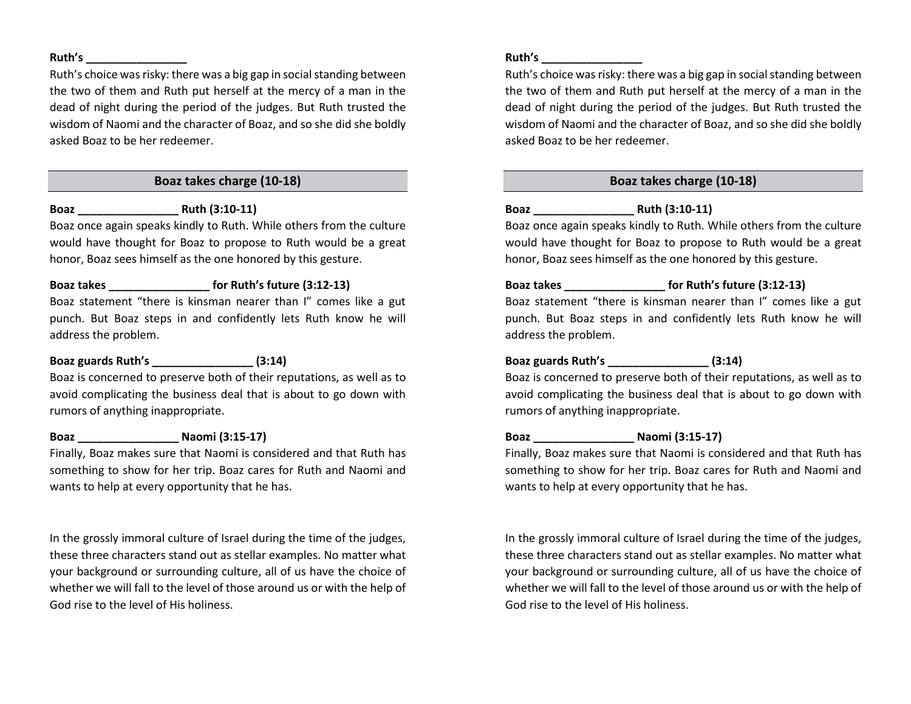**Ruth's ________________**

Ruth's choice was risky: there was a big gap in social standing between the two of them and Ruth put herself at the mercy of a man in the dead of night during the period of the judges. But Ruth trusted the wisdom of Naomi and the character of Boaz, and so she did she boldly asked Boaz to be her redeemer.

## Boaz takes charge (10-18)

**Boaz ________________ Ruth (3:10-11)**

Boaz once again speaks kindly to Ruth. While others from the culture would have thought for Boaz to propose to Ruth would be a great honor, Boaz sees himself as the one honored by this gesture.

**Boaz takes ________________ for Ruth's future (3:12-13)**

Boaz statement "there is kinsman nearer than I" comes like a gut punch. But Boaz steps in and confidently lets Ruth know he will address the problem.

**Boaz guards Ruth's ________________ (3:14)**

Boaz is concerned to preserve both of their reputations, as well as to avoid complicating the business deal that is about to go down with rumors of anything inappropriate.

**Boaz ________________ Naomi (3:15-17)**

Finally, Boaz makes sure that Naomi is considered and that Ruth has something to show for her trip. Boaz cares for Ruth and Naomi and wants to help at every opportunity that he has.

In the grossly immoral culture of Israel during the time of the judges, these three characters stand out as stellar examples. No matter what your background or surrounding culture, all of us have the choice of whether we will fall to the level of those around us or with the help of God rise to the level of His holiness.

**Ruth's ________________**

Ruth's choice was risky: there was a big gap in social standing between the two of them and Ruth put herself at the mercy of a man in the dead of night during the period of the judges. But Ruth trusted the wisdom of Naomi and the character of Boaz, and so she did she boldly asked Boaz to be her redeemer.

## Boaz takes charge (10-18)

**Boaz ________________ Ruth (3:10-11)**

Boaz once again speaks kindly to Ruth. While others from the culture would have thought for Boaz to propose to Ruth would be a great honor, Boaz sees himself as the one honored by this gesture.

**Boaz takes ________________ for Ruth's future (3:12-13)**

Boaz statement "there is kinsman nearer than I" comes like a gut punch. But Boaz steps in and confidently lets Ruth know he will address the problem.

**Boaz guards Ruth's ________________ (3:14)**

Boaz is concerned to preserve both of their reputations, as well as to avoid complicating the business deal that is about to go down with rumors of anything inappropriate.

**Boaz ________________ Naomi (3:15-17)**

Finally, Boaz makes sure that Naomi is considered and that Ruth has something to show for her trip. Boaz cares for Ruth and Naomi and wants to help at every opportunity that he has.

In the grossly immoral culture of Israel during the time of the judges, these three characters stand out as stellar examples. No matter what your background or surrounding culture, all of us have the choice of whether we will fall to the level of those around us or with the help of God rise to the level of His holiness.